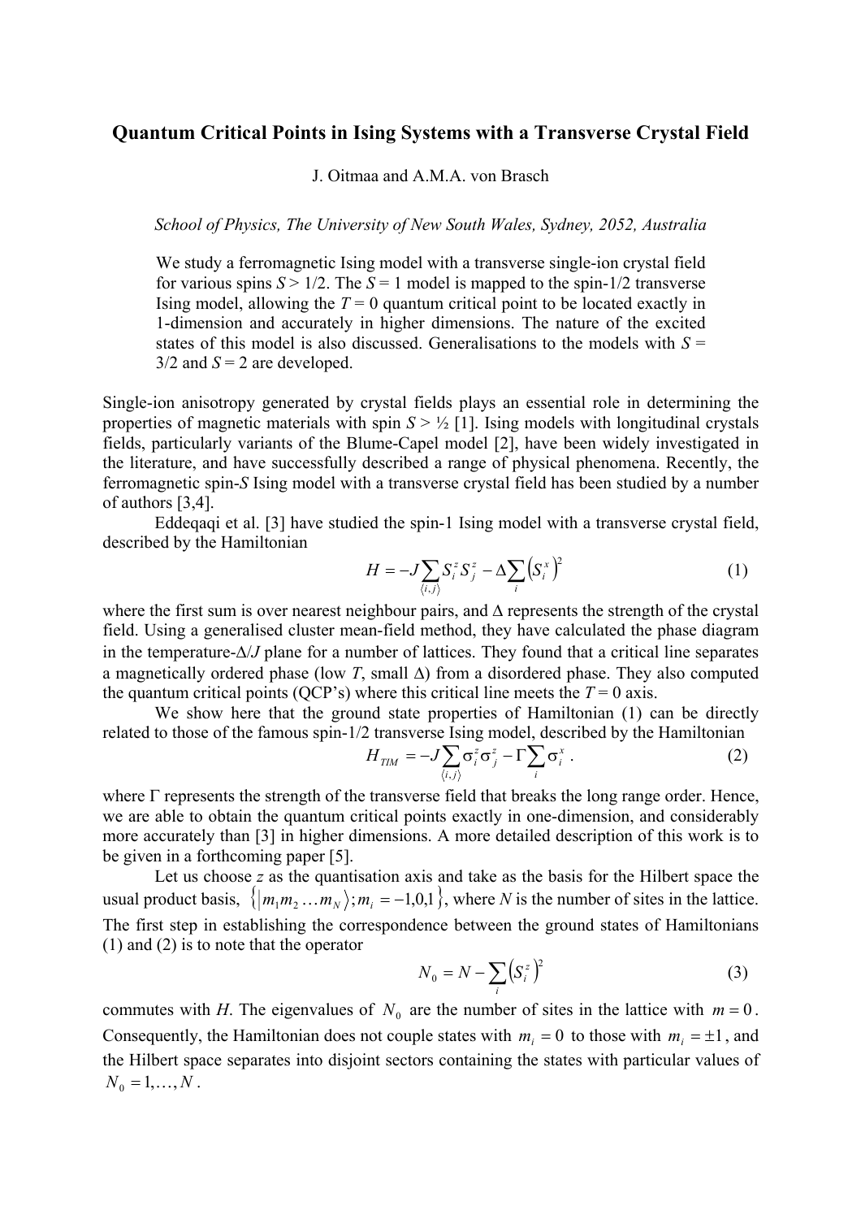# Quantum Critical Points in Ising Systems with a Transverse Crystal Field

J. Oitmaa and A.M.A. von Brasch

*School of Physics, The University of New South Wales, Sydney, 2052, Australia*

We study a ferromagnetic Ising model with a transverse single-ion crystal field for various spins $S > 1/2$. The $S = 1$ model is mapped to the spin-1/2 transverse Ising model, allowing the $T = 0$ quantum critical point to be located exactly in 1-dimension and accurately in higher dimensions. The nature of the excited states of this model is also discussed. Generalisations to the models with $S = 3/2$ and $S = 2$ are developed.

Single-ion anisotropy generated by crystal fields plays an essential role in determining the properties of magnetic materials with spin $S > ½$ [1]. Ising models with longitudinal crystals fields, particularly variants of the Blume-Capel model [2], have been widely investigated in the literature, and have successfully described a range of physical phenomena. Recently, the ferromagnetic spin-$S$ Ising model with a transverse crystal field has been studied by a number of authors [3,4].

Eddeqaqi et al. [3] have studied the spin-1 Ising model with a transverse crystal field, described by the Hamiltonian

$$H = -J\sum_{\langle i,j\rangle} S_i^z S_j^z - \Delta \sum_i \left(S_i^x\right)^2 \tag{1}$$

where the first sum is over nearest neighbour pairs, and $\Delta$ represents the strength of the crystal field. Using a generalised cluster mean-field method, they have calculated the phase diagram in the temperature-$\Delta/J$ plane for a number of lattices. They found that a critical line separates a magnetically ordered phase (low $T$, small $\Delta$) from a disordered phase. They also computed the quantum critical points (QCP's) where this critical line meets the $T = 0$ axis.

We show here that the ground state properties of Hamiltonian (1) can be directly related to those of the famous spin-1/2 transverse Ising model, described by the Hamiltonian

$$H_{TIM} = -J\sum_{\langle i,j\rangle} \sigma_i^z \sigma_j^z - \Gamma \sum_i \sigma_i^x \,. \tag{2}$$

where $\Gamma$ represents the strength of the transverse field that breaks the long range order. Hence, we are able to obtain the quantum critical points exactly in one-dimension, and considerably more accurately than [3] in higher dimensions. A more detailed description of this work is to be given in a forthcoming paper [5].

Let us choose $z$ as the quantisation axis and take as the basis for the Hilbert space the usual product basis, $\left\{\left|m_1 m_2 \ldots m_N\right\rangle; m_i = -1,0,1\right\}$, where $N$ is the number of sites in the lattice. The first step in establishing the correspondence between the ground states of Hamiltonians (1) and (2) is to note that the operator

$$N_0 = N - \sum_i \left(S_i^z\right)^2 \tag{3}$$

commutes with $H$. The eigenvalues of $N_0$ are the number of sites in the lattice with $m = 0$. Consequently, the Hamiltonian does not couple states with $m_i = 0$ to those with $m_i = \pm 1$, and the Hilbert space separates into disjoint sectors containing the states with particular values of $N_0 = 1, \ldots, N$.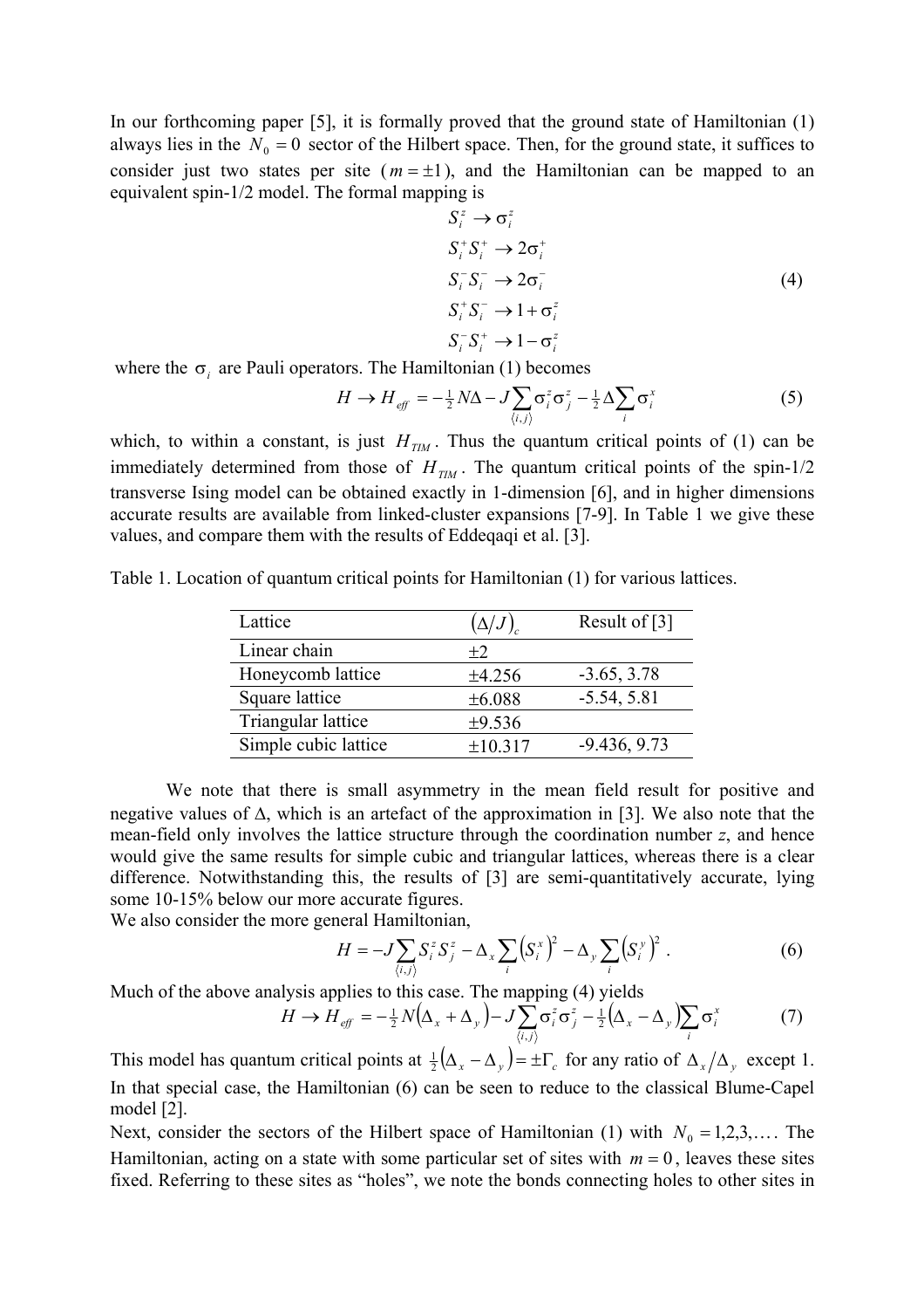In our forthcoming paper [5], it is formally proved that the ground state of Hamiltonian (1) always lies in the $N_0 = 0$ sector of the Hilbert space. Then, for the ground state, it suffices to consider just two states per site ($m = \pm 1$), and the Hamiltonian can be mapped to an equivalent spin-1/2 model. The formal mapping is

$$
\begin{aligned}
S_i^z &\to \sigma_i^z \\
S_i^+ S_i^+ &\to 2\sigma_i^+ \\
S_i^- S_i^- &\to 2\sigma_i^- \\
S_i^+ S_i^- &\to 1 + \sigma_i^z \\
S_i^- S_i^+ &\to 1 - \sigma_i^z
\end{aligned}
\tag{4}
$$

where the $\sigma_i$ are Pauli operators. The Hamiltonian (1) becomes

$$
H \to H_{eff} = -\tfrac{1}{2} N\Delta - J \sum_{\langle i,j \rangle} \sigma_i^z \sigma_j^z - \tfrac{1}{2}\Delta \sum_i \sigma_i^x \tag{5}
$$

which, to within a constant, is just $H_{TIM}$. Thus the quantum critical points of (1) can be immediately determined from those of $H_{TIM}$. The quantum critical points of the spin-1/2 transverse Ising model can be obtained exactly in 1-dimension [6], and in higher dimensions accurate results are available from linked-cluster expansions [7-9]. In Table 1 we give these values, and compare them with the results of Eddeqaqi et al. [3].

Table 1. Location of quantum critical points for Hamiltonian (1) for various lattices.

| Lattice | $(\Delta/J)_c$ | Result of [3] |
|---|---|---|
| Linear chain | $\pm 2$ | |
| Honeycomb lattice | $\pm 4.256$ | -3.65, 3.78 |
| Square lattice | $\pm 6.088$ | -5.54, 5.81 |
| Triangular lattice | $\pm 9.536$ | |
| Simple cubic lattice | $\pm 10.317$ | -9.436, 9.73 |

We note that there is small asymmetry in the mean field result for positive and negative values of $\Delta$, which is an artefact of the approximation in [3]. We also note that the mean-field only involves the lattice structure through the coordination number $z$, and hence would give the same results for simple cubic and triangular lattices, whereas there is a clear difference. Notwithstanding this, the results of [3] are semi-quantitatively accurate, lying some 10-15% below our more accurate figures.

We also consider the more general Hamiltonian,

$$
H = -J \sum_{\langle i,j \rangle} S_i^z S_j^z - \Delta_x \sum_i \left(S_i^x\right)^2 - \Delta_y \sum_i \left(S_i^y\right)^2 . \tag{6}
$$

Much of the above analysis applies to this case. The mapping (4) yields

$$
H \to H_{eff} = -\tfrac{1}{2} N\left(\Delta_x + \Delta_y\right) - J \sum_{\langle i,j \rangle} \sigma_i^z \sigma_j^z - \tfrac{1}{2}\left(\Delta_x - \Delta_y\right) \sum_i \sigma_i^x \tag{7}
$$

This model has quantum critical points at $\tfrac{1}{2}\left(\Delta_x - \Delta_y\right) = \pm \Gamma_c$ for any ratio of $\Delta_x / \Delta_y$ except 1. In that special case, the Hamiltonian (6) can be seen to reduce to the classical Blume-Capel model [2].

Next, consider the sectors of the Hilbert space of Hamiltonian (1) with $N_0 = 1, 2, 3, \ldots$. The Hamiltonian, acting on a state with some particular set of sites with $m = 0$, leaves these sites fixed. Referring to these sites as "holes", we note the bonds connecting holes to other sites in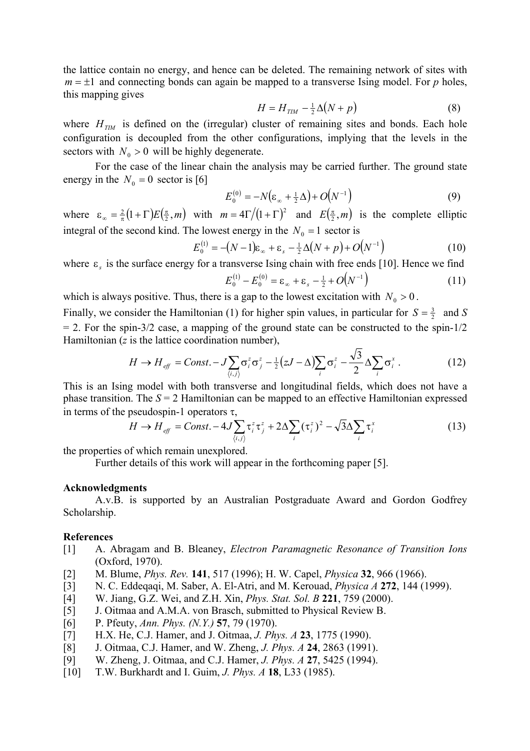the lattice contain no energy, and hence can be deleted. The remaining network of sites with $m = \pm 1$ and connecting bonds can again be mapped to a transverse Ising model. For $p$ holes, this mapping gives

$$H = H_{TIM} - \tfrac{1}{2}\Delta(N + p) \tag{8}$$

where $H_{TIM}$ is defined on the (irregular) cluster of remaining sites and bonds. Each hole configuration is decoupled from the other configurations, implying that the levels in the sectors with $N_0 > 0$ will be highly degenerate.

For the case of the linear chain the analysis may be carried further. The ground state energy in the $N_0 = 0$ sector is [6]

$$E_0^{(0)} = -N\left(\varepsilon_\infty + \tfrac{1}{2}\Delta\right) + O\left(N^{-1}\right) \tag{9}$$

where $\varepsilon_\infty = \frac{2}{\pi}(1+\Gamma)E\left(\frac{\pi}{2}, m\right)$ with $m = 4\Gamma/(1+\Gamma)^2$ and $E\left(\frac{\pi}{2}, m\right)$ is the complete elliptic integral of the second kind. The lowest energy in the $N_0 = 1$ sector is

$$E_0^{(1)} = -(N-1)\varepsilon_\infty + \varepsilon_s - \tfrac{1}{2}\Delta(N + p) + O\left(N^{-1}\right) \tag{10}$$

where $\varepsilon_s$ is the surface energy for a transverse Ising chain with free ends [10]. Hence we find

$$E_0^{(1)} - E_0^{(0)} = \varepsilon_\infty + \varepsilon_s - \tfrac{1}{2} + O\left(N^{-1}\right) \tag{11}$$

which is always positive. Thus, there is a gap to the lowest excitation with $N_0 > 0$.

Finally, we consider the Hamiltonian (1) for higher spin values, in particular for $S = \frac{3}{2}$ and $S = 2$. For the spin-3/2 case, a mapping of the ground state can be constructed to the spin-1/2 Hamiltonian ($z$ is the lattice coordination number),

$$H \to H_{eff} = Const. - J\sum_{\langle i,j \rangle} \sigma_i^z \sigma_j^z - \tfrac{1}{2}(zJ - \Delta)\sum_i \sigma_i^z - \frac{\sqrt{3}}{2}\Delta \sum_i \sigma_i^x \,. \tag{12}$$

This is an Ising model with both transverse and longitudinal fields, which does not have a phase transition. The $S = 2$ Hamiltonian can be mapped to an effective Hamiltonian expressed in terms of the pseudospin-1 operators $\tau$,

$$H \to H_{eff} = Const. - 4J\sum_{\langle i,j \rangle} \tau_i^z \tau_j^z + 2\Delta \sum_i (\tau_i^z)^2 - \sqrt{3}\Delta \sum_i \tau_i^x \tag{13}$$

the properties of which remain unexplored.

Further details of this work will appear in the forthcoming paper [5].

**Acknowledgments**

A.v.B. is supported by an Australian Postgraduate Award and Gordon Godfrey Scholarship.

**References**

[1] A. Abragam and B. Bleaney, *Electron Paramagnetic Resonance of Transition Ions* (Oxford, 1970).
[2] M. Blume, *Phys. Rev.* **141**, 517 (1996); H. W. Capel, *Physica* **32**, 966 (1966).
[3] N. C. Eddeqaqi, M. Saber, A. El-Atri, and M. Kerouad, *Physica A* **272**, 144 (1999).
[4] W. Jiang, G.Z. Wei, and Z.H. Xin, *Phys. Stat. Sol. B* **221**, 759 (2000).
[5] J. Oitmaa and A.M.A. von Brasch, submitted to Physical Review B.
[6] P. Pfeuty, *Ann. Phys. (N.Y.)* **57**, 79 (1970).
[7] H.X. He, C.J. Hamer, and J. Oitmaa, *J. Phys. A* **23**, 1775 (1990).
[8] J. Oitmaa, C.J. Hamer, and W. Zheng, *J. Phys. A* **24**, 2863 (1991).
[9] W. Zheng, J. Oitmaa, and C.J. Hamer, *J. Phys. A* **27**, 5425 (1994).
[10] T.W. Burkhardt and I. Guim, *J. Phys. A* **18**, L33 (1985).